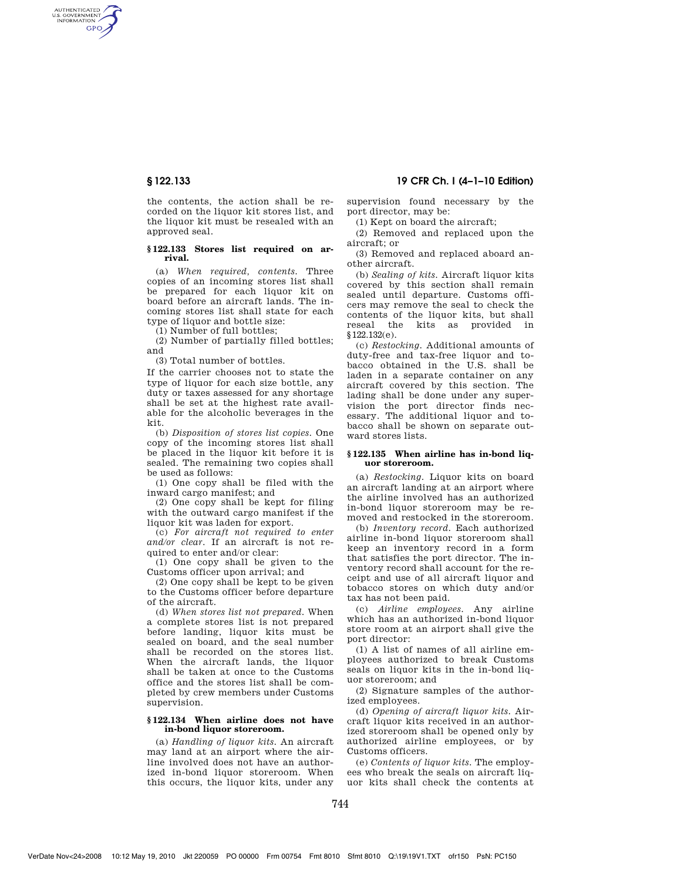the contents, the action shall be recorded on the liquor kit stores list, and the liquor kit must be resealed with an approved seal.

### § 122.133 Stores list required on arrival.

(a) *When required, contents.* Three copies of an incoming stores list shall be prepared for each liquor kit on board before an aircraft lands. The incoming stores list shall state for each type of liquor and bottle size:

(1) Number of full bottles;

(2) Number of partially filled bottles; and

(3) Total number of bottles.

If the carrier chooses not to state the type of liquor for each size bottle, any duty or taxes assessed for any shortage shall be set at the highest rate available for the alcoholic beverages in the kit.

(b) *Disposition of stores list copies.* One copy of the incoming stores list shall be placed in the liquor kit before it is sealed. The remaining two copies shall be used as follows:

(1) One copy shall be filed with the inward cargo manifest; and

(2) One copy shall be kept for filing with the outward cargo manifest if the liquor kit was laden for export.

(c) *For aircraft not required to enter and/or clear.* If an aircraft is not required to enter and/or clear:

(1) One copy shall be given to the Customs officer upon arrival; and

(2) One copy shall be kept to be given to the Customs officer before departure of the aircraft.

(d) *When stores list not prepared.* When a complete stores list is not prepared before landing, liquor kits must be sealed on board, and the seal number shall be recorded on the stores list. When the aircraft lands, the liquor shall be taken at once to the Customs office and the stores list shall be completed by crew members under Customs supervision.

### § 122.134 When airline does not have in-bond liquor storeroom.

(a) *Handling of liquor kits.* An aircraft may land at an airport where the airline involved does not have an authorized in-bond liquor storeroom. When this occurs, the liquor kits, under any supervision found necessary by the port director, may be:

(1) Kept on board the aircraft;

(2) Removed and replaced upon the aircraft; or

(3) Removed and replaced aboard another aircraft.

(b) *Sealing of kits.* Aircraft liquor kits covered by this section shall remain sealed until departure. Customs officers may remove the seal to check the contents of the liquor kits, but shall reseal the kits as provided in §122.132(e).

(c) *Restocking.* Additional amounts of duty-free and tax-free liquor and tobacco obtained in the U.S. shall be laden in a separate container on any aircraft covered by this section. The lading shall be done under any supervision the port director finds necessary. The additional liquor and tobacco shall be shown on separate outward stores lists.

### § 122.135 When airline has in-bond liquor storeroom.

(a) *Restocking.* Liquor kits on board an aircraft landing at an airport where the airline involved has an authorized in-bond liquor storeroom may be removed and restocked in the storeroom.

(b) *Inventory record.* Each authorized airline in-bond liquor storeroom shall keep an inventory record in a form that satisfies the port director. The inventory record shall account for the receipt and use of all aircraft liquor and tobacco stores on which duty and/or tax has not been paid.

(c) *Airline employees.* Any airline which has an authorized in-bond liquor store room at an airport shall give the port director:

(1) A list of names of all airline employees authorized to break Customs seals on liquor kits in the in-bond liquor storeroom; and

(2) Signature samples of the authorized employees.

(d) *Opening of aircraft liquor kits.* Aircraft liquor kits received in an authorized storeroom shall be opened only by authorized airline employees, or by Customs officers.

(e) *Contents of liquor kits.* The employees who break the seals on aircraft liquor kits shall check the contents at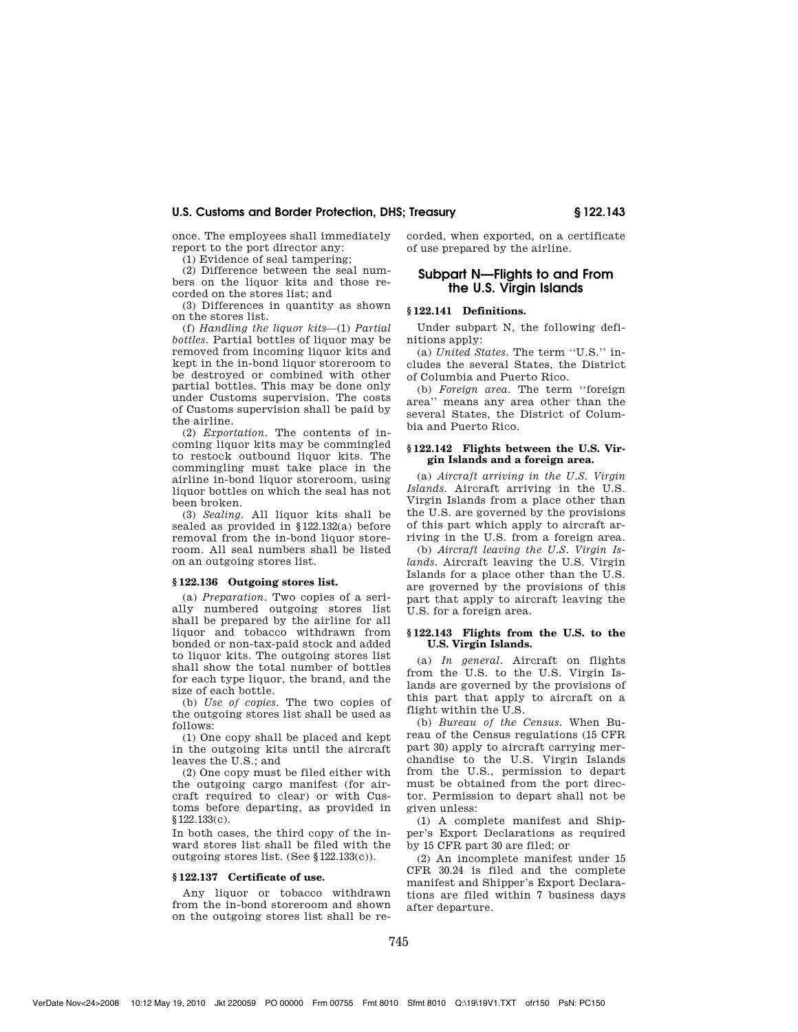once. The employees shall immediately report to the port director any:

(1) Evidence of seal tampering;

(2) Difference between the seal numbers on the liquor kits and those recorded on the stores list; and

(3) Differences in quantity as shown on the stores list.

(f) *Handling the liquor kits*—(1) *Partial bottles.* Partial bottles of liquor may be removed from incoming liquor kits and kept in the in-bond liquor storeroom to be destroyed or combined with other partial bottles. This may be done only under Customs supervision. The costs of Customs supervision shall be paid by the airline.

(2) *Exportation.* The contents of incoming liquor kits may be commingled to restock outbound liquor kits. The commingling must take place in the airline in-bond liquor storeroom, using liquor bottles on which the seal has not been broken.

(3) *Sealing.* All liquor kits shall be sealed as provided in §122.132(a) before removal from the in-bond liquor storeroom. All seal numbers shall be listed on an outgoing stores list.

### §122.136 Outgoing stores list.

(a) *Preparation.* Two copies of a serially numbered outgoing stores list shall be prepared by the airline for all liquor and tobacco withdrawn from bonded or non-tax-paid stock and added to liquor kits. The outgoing stores list shall show the total number of bottles for each type liquor, the brand, and the size of each bottle.

(b) *Use of copies.* The two copies of the outgoing stores list shall be used as follows:

(1) One copy shall be placed and kept in the outgoing kits until the aircraft leaves the U.S.; and

(2) One copy must be filed either with the outgoing cargo manifest (for aircraft required to clear) or with Customs before departing, as provided in §122.133(c).

In both cases, the third copy of the inward stores list shall be filed with the outgoing stores list. (See §122.133(c)).

### §122.137 Certificate of use.

Any liquor or tobacco withdrawn from the in-bond storeroom and shown on the outgoing stores list shall be recorded, when exported, on a certificate of use prepared by the airline.

## Subpart N—Flights to and From the U.S. Virgin Islands

### §122.141 Definitions.

Under subpart N, the following definitions apply:

(a) *United States.* The term ''U.S.'' includes the several States, the District of Columbia and Puerto Rico.

(b) *Foreign area.* The term ''foreign area'' means any area other than the several States, the District of Columbia and Puerto Rico.

### §122.142 Flights between the U.S. Virgin Islands and a foreign area.

(a) *Aircraft arriving in the U.S. Virgin Islands.* Aircraft arriving in the U.S. Virgin Islands from a place other than the U.S. are governed by the provisions of this part which apply to aircraft arriving in the U.S. from a foreign area.

(b) *Aircraft leaving the U.S. Virgin Islands.* Aircraft leaving the U.S. Virgin Islands for a place other than the U.S. are governed by the provisions of this part that apply to aircraft leaving the U.S. for a foreign area.

### §122.143 Flights from the U.S. to the U.S. Virgin Islands.

(a) *In general.* Aircraft on flights from the U.S. to the U.S. Virgin Islands are governed by the provisions of this part that apply to aircraft on a flight within the U.S.

(b) *Bureau of the Census.* When Bureau of the Census regulations (15 CFR part 30) apply to aircraft carrying merchandise to the U.S. Virgin Islands from the U.S., permission to depart must be obtained from the port director. Permission to depart shall not be given unless:

(1) A complete manifest and Shipper's Export Declarations as required by 15 CFR part 30 are filed; or

(2) An incomplete manifest under 15 CFR 30.24 is filed and the complete manifest and Shipper's Export Declarations are filed within 7 business days after departure.